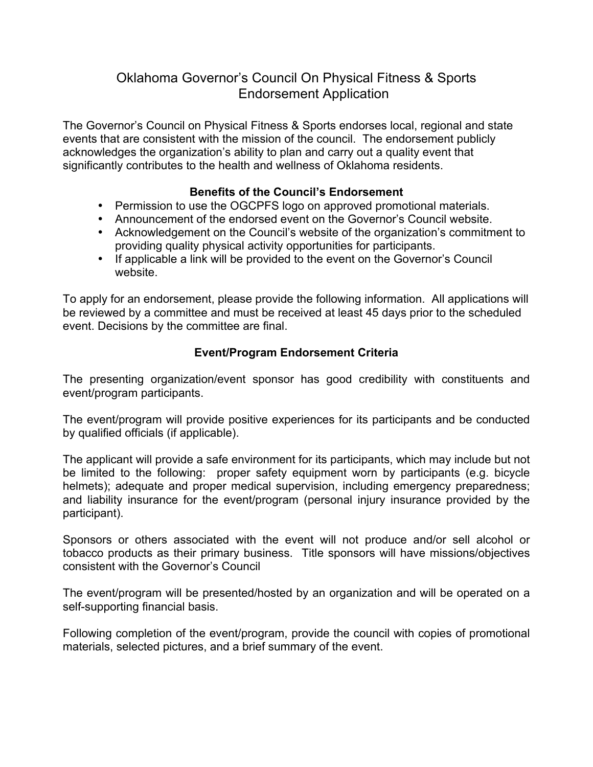# Oklahoma Governor's Council On Physical Fitness & Sports Endorsement Application

The Governor's Council on Physical Fitness & Sports endorses local, regional and state events that are consistent with the mission of the council. The endorsement publicly acknowledges the organization's ability to plan and carry out a quality event that significantly contributes to the health and wellness of Oklahoma residents.

### Benefits of the Council's Endorsement

- Permission to use the OGCPFS logo on approved promotional materials.
- Announcement of the endorsed event on the Governor's Council website.
- Acknowledgement on the Council's website of the organization's commitment to providing quality physical activity opportunities for participants.
- If applicable a link will be provided to the event on the Governor's Council website.

To apply for an endorsement, please provide the following information. All applications will be reviewed by a committee and must be received at least 45 days prior to the scheduled event. Decisions by the committee are final.

### Event/Program Endorsement Criteria

The presenting organization/event sponsor has good credibility with constituents and event/program participants.

The event/program will provide positive experiences for its participants and be conducted by qualified officials (if applicable).

The applicant will provide a safe environment for its participants, which may include but not be limited to the following: proper safety equipment worn by participants (e.g. bicycle helmets); adequate and proper medical supervision, including emergency preparedness; and liability insurance for the event/program (personal injury insurance provided by the participant).

Sponsors or others associated with the event will not produce and/or sell alcohol or tobacco products as their primary business. Title sponsors will have missions/objectives consistent with the Governor's Council

The event/program will be presented/hosted by an organization and will be operated on a self-supporting financial basis.

Following completion of the event/program, provide the council with copies of promotional materials, selected pictures, and a brief summary of the event.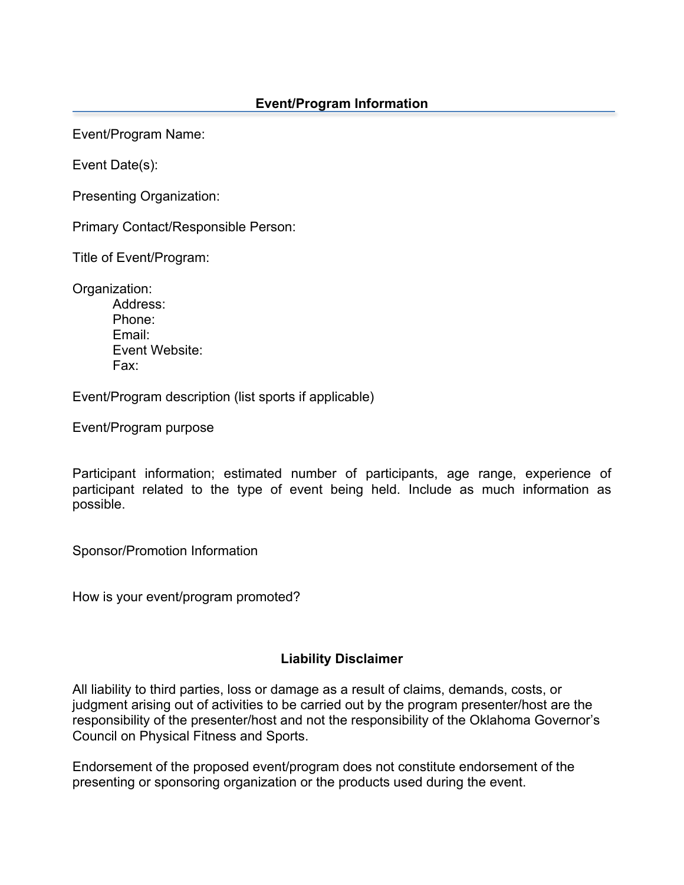## Event/Program Information

Event/Program Name:

Event Date(s):

Presenting Organization:

Primary Contact/Responsible Person:

Title of Event/Program:

Organization:
- Address:
- Phone:
- Email:
- Event Website:
- Fax:

Event/Program description (list sports if applicable)

Event/Program purpose

Participant information; estimated number of participants, age range, experience of participant related to the type of event being held. Include as much information as possible.

Sponsor/Promotion Information

How is your event/program promoted?

## Liability Disclaimer

All liability to third parties, loss or damage as a result of claims, demands, costs, or judgment arising out of activities to be carried out by the program presenter/host are the responsibility of the presenter/host and not the responsibility of the Oklahoma Governor's Council on Physical Fitness and Sports.

Endorsement of the proposed event/program does not constitute endorsement of the presenting or sponsoring organization or the products used during the event.